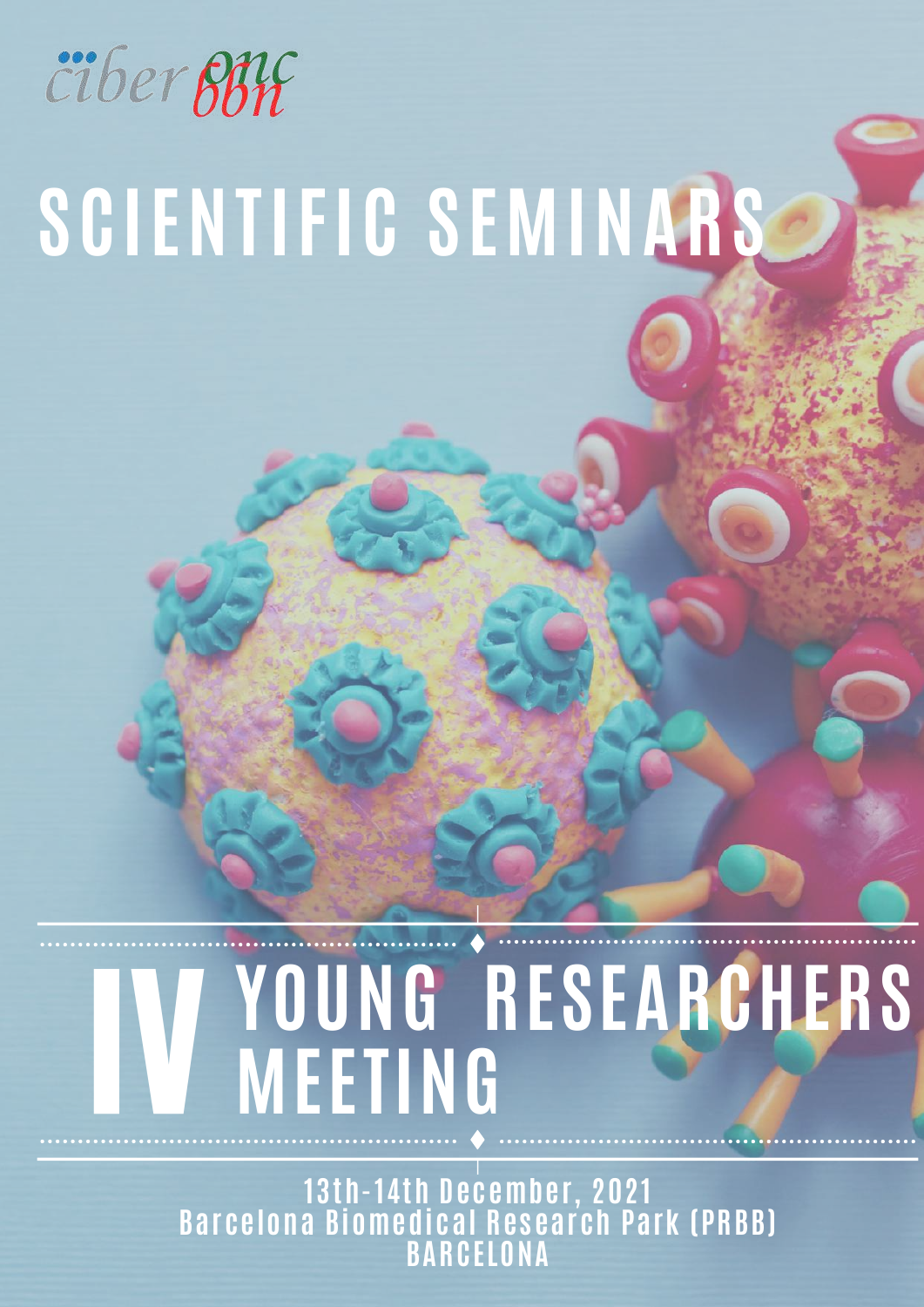ciber onc bbn

# SCIENTIFIC SEMINARS

# IV YOUNG RESEARCHERS MEETING

**13th-14th December, 2021**
**Barcelona Biomedical Research Park (PRBB)**
**BARCELONA**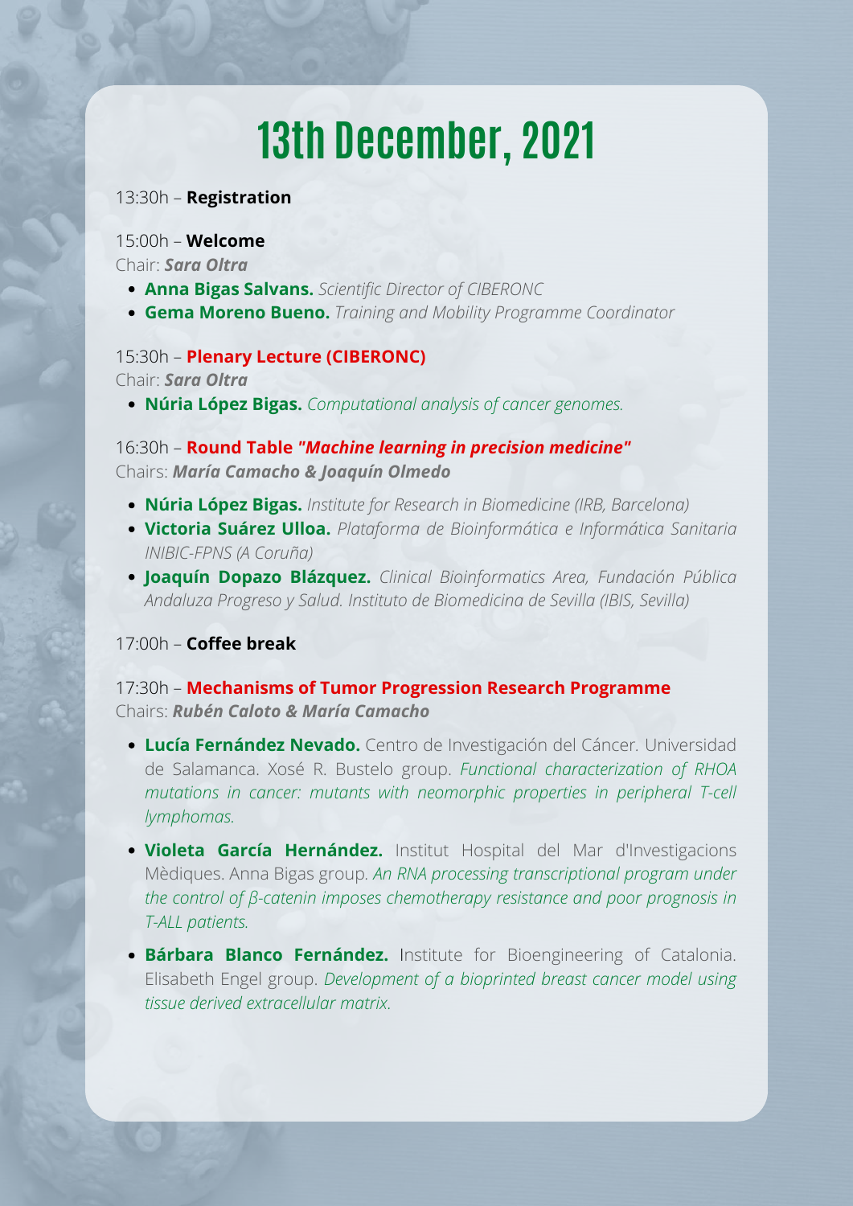# 13th December, 2021

13:30h – **Registration**

15:00h – **Welcome**

Chair: ***Sara Oltra***

- **Anna Bigas Salvans.** *Scientific Director of CIBERONC*
- **Gema Moreno Bueno.** *Training and Mobility Programme Coordinator*

15:30h – **Plenary Lecture (CIBERONC)**

Chair: ***Sara Oltra***

- **Núria López Bigas.** *Computational analysis of cancer genomes.*

16:30h – **Round Table *"Machine learning in precision medicine"***

Chairs: ***María Camacho & Joaquín Olmedo***

- **Núria López Bigas.** *Institute for Research in Biomedicine (IRB, Barcelona)*
- **Victoria Suárez Ulloa.** *Plataforma de Bioinformática e Informática Sanitaria INIBIC-FPNS (A Coruña)*
- **Joaquín Dopazo Blázquez.** *Clinical Bioinformatics Area, Fundación Pública Andaluza Progreso y Salud. Instituto de Biomedicina de Sevilla (IBIS, Sevilla)*

17:00h – **Coffee break**

17:30h – **Mechanisms of Tumor Progression Research Programme**

Chairs: ***Rubén Caloto & María Camacho***

- **Lucía Fernández Nevado.** Centro de Investigación del Cáncer. Universidad de Salamanca. Xosé R. Bustelo group. *Functional characterization of RHOA mutations in cancer: mutants with neomorphic properties in peripheral T-cell lymphomas.*
- **Violeta García Hernández.** Institut Hospital del Mar d'Investigacions Mèdiques. Anna Bigas group. *An RNA processing transcriptional program under the control of β-catenin imposes chemotherapy resistance and poor prognosis in T-ALL patients.*
- **Bárbara Blanco Fernández.** Institute for Bioengineering of Catalonia. Elisabeth Engel group. *Development of a bioprinted breast cancer model using tissue derived extracellular matrix.*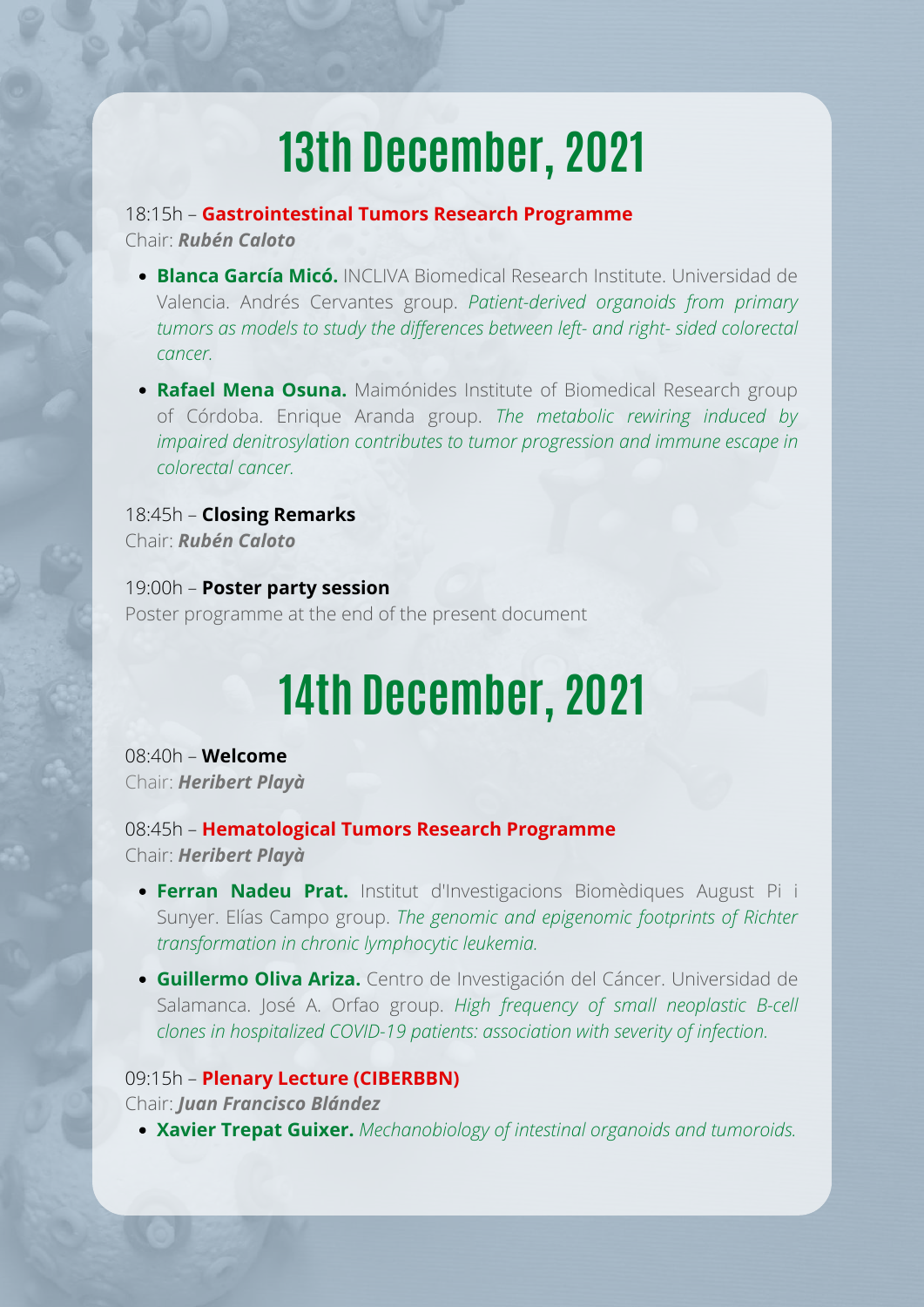# 13th December, 2021

18:15h – **Gastrointestinal Tumors Research Programme**
Chair: ***Rubén Caloto***

- **Blanca García Micó.** INCLIVA Biomedical Research Institute. Universidad de Valencia. Andrés Cervantes group. *Patient-derived organoids from primary tumors as models to study the differences between left- and right- sided colorectal cancer.*
- **Rafael Mena Osuna.** Maimónides Institute of Biomedical Research group of Córdoba. Enrique Aranda group. *The metabolic rewiring induced by impaired denitrosylation contributes to tumor progression and immune escape in colorectal cancer.*

18:45h – **Closing Remarks**
Chair: ***Rubén Caloto***

19:00h – **Poster party session**
Poster programme at the end of the present document

# 14th December, 2021

08:40h – **Welcome**
Chair: ***Heribert Playà***

08:45h – **Hematological Tumors Research Programme**
Chair: ***Heribert Playà***

- **Ferran Nadeu Prat.** Institut d'Investigacions Biomèdiques August Pi i Sunyer. Elías Campo group. *The genomic and epigenomic footprints of Richter transformation in chronic lymphocytic leukemia.*
- **Guillermo Oliva Ariza.** Centro de Investigación del Cáncer. Universidad de Salamanca. José A. Orfao group. *High frequency of small neoplastic B-cell clones in hospitalized COVID-19 patients: association with severity of infection.*

09:15h – **Plenary Lecture (CIBERBBN)**
Chair: ***Juan Francisco Blández***

- **Xavier Trepat Guixer.** *Mechanobiology of intestinal organoids and tumoroids.*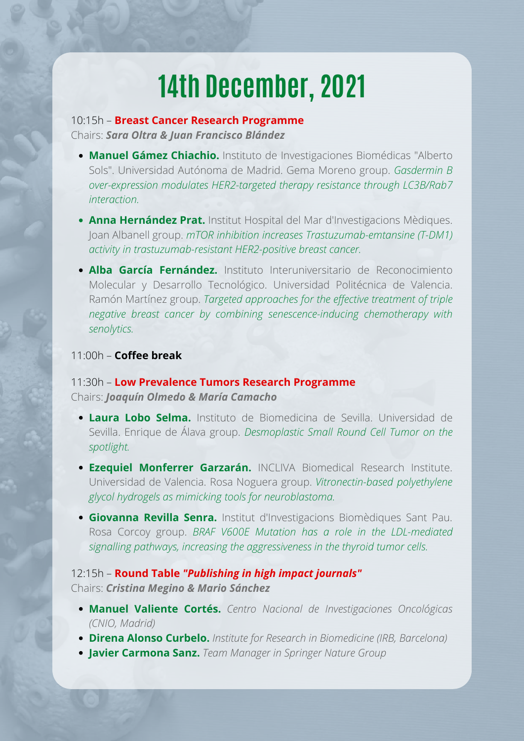# 14th December, 2021

10:15h – **Breast Cancer Research Programme**
Chairs: ***Sara Oltra & Juan Francisco Blández***

- **Manuel Gámez Chiachio.** Instituto de Investigaciones Biomédicas "Alberto Sols". Universidad Autónoma de Madrid. Gema Moreno group. *Gasdermin B over-expression modulates HER2-targeted therapy resistance through LC3B/Rab7 interaction.*
- **Anna Hernández Prat.** Institut Hospital del Mar d'Investigacions Mèdiques. Joan Albanell group. *mTOR inhibition increases Trastuzumab-emtansine (T-DM1) activity in trastuzumab-resistant HER2-positive breast cancer.*
- **Alba García Fernández.** Instituto Interuniversitario de Reconocimiento Molecular y Desarrollo Tecnológico. Universidad Politécnica de Valencia. Ramón Martínez group. *Targeted approaches for the effective treatment of triple negative breast cancer by combining senescence-inducing chemotherapy with senolytics.*

11:00h – **Coffee break**

11:30h – **Low Prevalence Tumors Research Programme**
Chairs: ***Joaquín Olmedo & María Camacho***

- **Laura Lobo Selma.** Instituto de Biomedicina de Sevilla. Universidad de Sevilla. Enrique de Álava group. *Desmoplastic Small Round Cell Tumor on the spotlight.*
- **Ezequiel Monferrer Garzarán.** INCLIVA Biomedical Research Institute. Universidad de Valencia. Rosa Noguera group. *Vitronectin-based polyethylene glycol hydrogels as mimicking tools for neuroblastoma.*
- **Giovanna Revilla Senra.** Institut d'Investigacions Biomèdiques Sant Pau. Rosa Corcoy group. *BRAF V600E Mutation has a role in the LDL-mediated signalling pathways, increasing the aggressiveness in the thyroid tumor cells.*

12:15h – **Round Table *"Publishing in high impact journals"***
Chairs: ***Cristina Megino & Mario Sánchez***

- **Manuel Valiente Cortés.** *Centro Nacional de Investigaciones Oncológicas (CNIO, Madrid)*
- **Direna Alonso Curbelo.** *Institute for Research in Biomedicine (IRB, Barcelona)*
- **Javier Carmona Sanz.** *Team Manager in Springer Nature Group*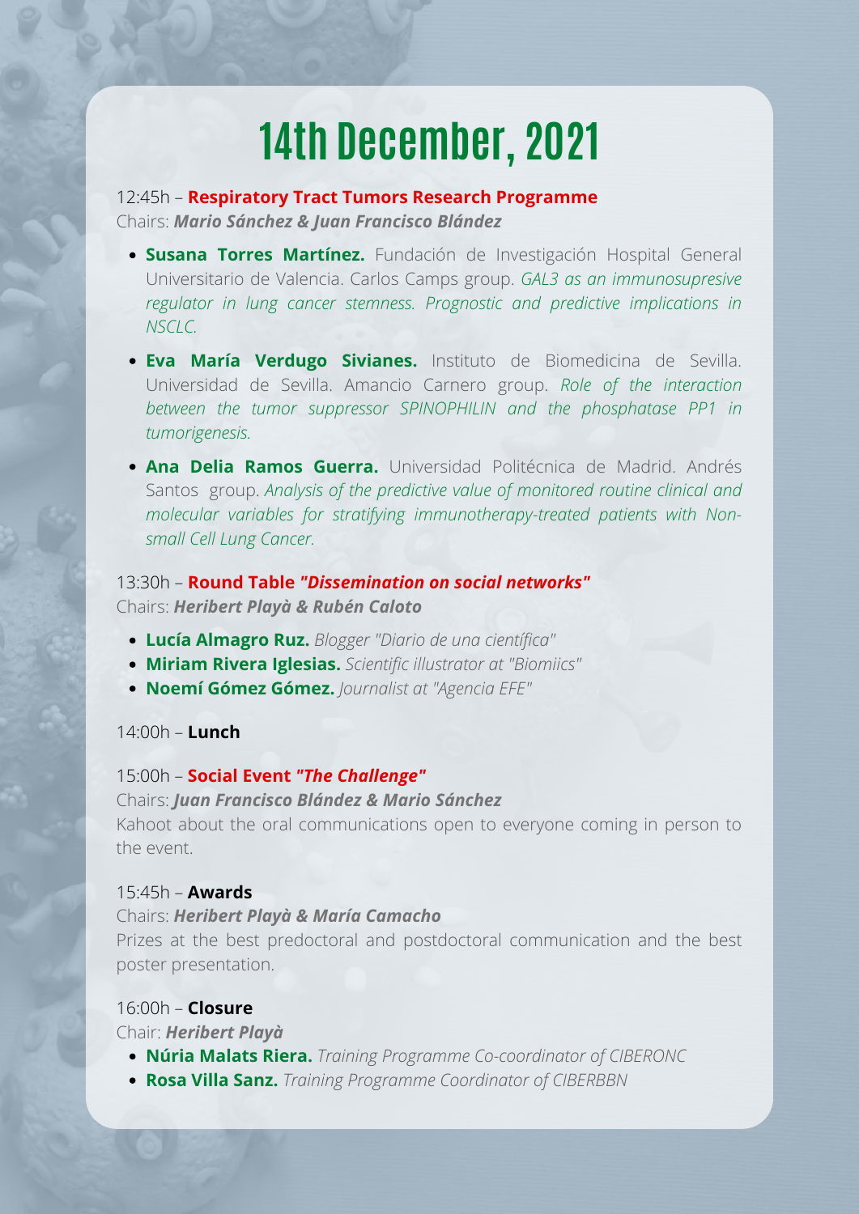# 14th December, 2021

12:45h – **Respiratory Tract Tumors Research Programme**
Chairs: ***Mario Sánchez & Juan Francisco Blández***

- **Susana Torres Martínez.** Fundación de Investigación Hospital General Universitario de Valencia. Carlos Camps group. *GAL3 as an immunosupresive regulator in lung cancer stemness. Prognostic and predictive implications in NSCLC.*
- **Eva María Verdugo Sivianes.** Instituto de Biomedicina de Sevilla. Universidad de Sevilla. Amancio Carnero group. *Role of the interaction between the tumor suppressor SPINOPHILIN and the phosphatase PP1 in tumorigenesis.*
- **Ana Delia Ramos Guerra.** Universidad Politécnica de Madrid. Andrés Santos group. *Analysis of the predictive value of monitored routine clinical and molecular variables for stratifying immunotherapy-treated patients with Non-small Cell Lung Cancer.*

13:30h – **Round Table *"Dissemination on social networks"***
Chairs: ***Heribert Playà & Rubén Caloto***

- **Lucía Almagro Ruz.** *Blogger "Diario de una científica"*
- **Miriam Rivera Iglesias.** *Scientific illustrator at "Biomiics"*
- **Noemí Gómez Gómez.** *Journalist at "Agencia EFE"*

14:00h – **Lunch**

15:00h – **Social Event *"The Challenge"***
Chairs: ***Juan Francisco Blández & Mario Sánchez***
Kahoot about the oral communications open to everyone coming in person to the event.

15:45h – **Awards**
Chairs: ***Heribert Playà & María Camacho***
Prizes at the best predoctoral and postdoctoral communication and the best poster presentation.

16:00h – **Closure**
Chair: ***Heribert Playà***

- **Núria Malats Riera.** *Training Programme Co-coordinator of CIBERONC*
- **Rosa Villa Sanz.** *Training Programme Coordinator of CIBERBBN*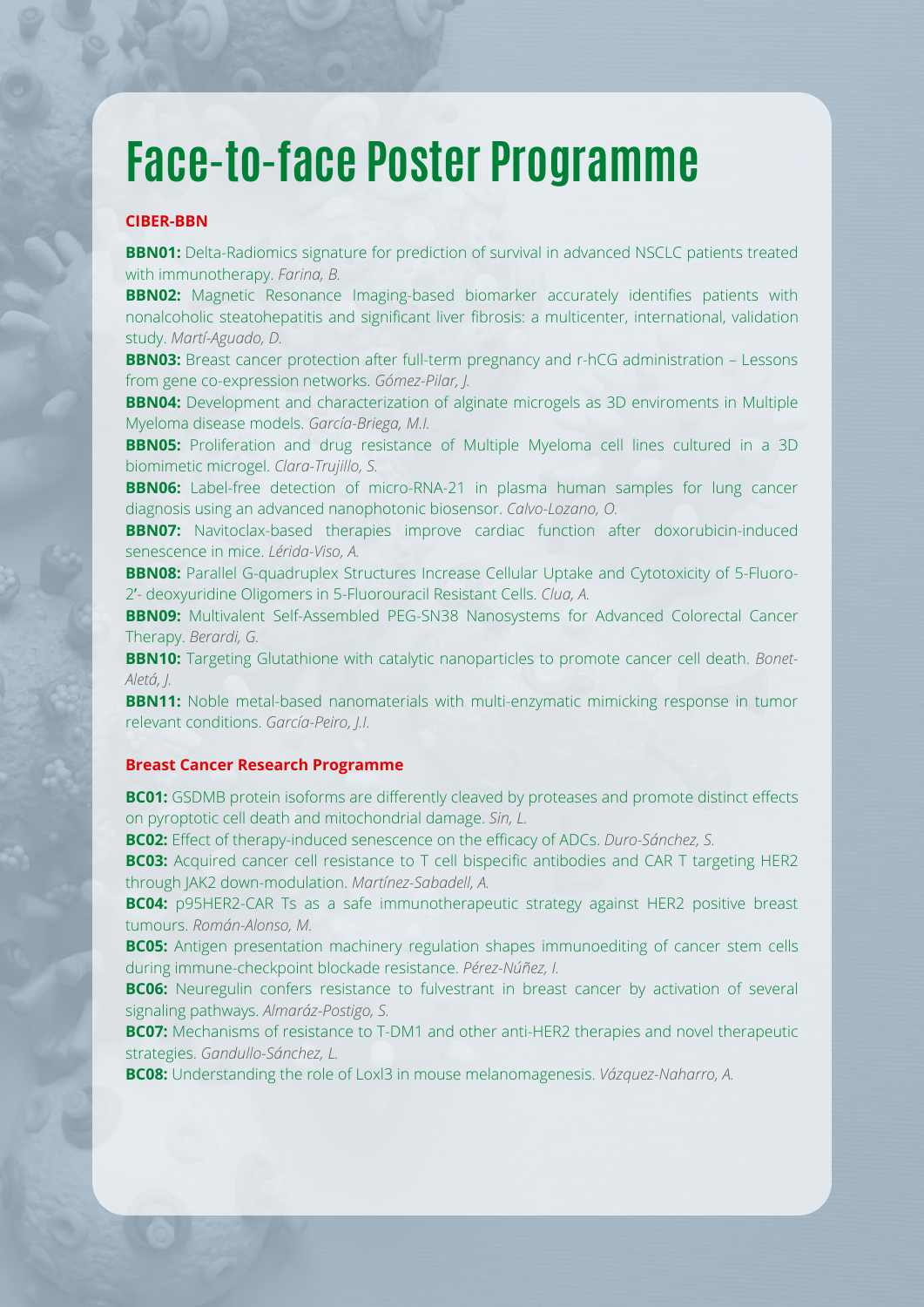# Face-to-face Poster Programme

## CIBER-BBN

**BBN01:** Delta-Radiomics signature for prediction of survival in advanced NSCLC patients treated with immunotherapy. *Farina, B.*

**BBN02:** Magnetic Resonance Imaging-based biomarker accurately identifies patients with nonalcoholic steatohepatitis and significant liver fibrosis: a multicenter, international, validation study. *Martí-Aguado, D.*

**BBN03:** Breast cancer protection after full-term pregnancy and r-hCG administration – Lessons from gene co-expression networks. *Gómez-Pilar, J.*

**BBN04:** Development and characterization of alginate microgels as 3D enviroments in Multiple Myeloma disease models. *García-Briega, M.I.*

**BBN05:** Proliferation and drug resistance of Multiple Myeloma cell lines cultured in a 3D biomimetic microgel. *Clara-Trujillo, S.*

**BBN06:** Label-free detection of micro-RNA-21 in plasma human samples for lung cancer diagnosis using an advanced nanophotonic biosensor. *Calvo-Lozano, O.*

**BBN07:** Navitoclax-based therapies improve cardiac function after doxorubicin-induced senescence in mice. *Lérida-Viso, A.*

**BBN08:** Parallel G-quadruplex Structures Increase Cellular Uptake and Cytotoxicity of 5-Fluoro-2'- deoxyuridine Oligomers in 5-Fluorouracil Resistant Cells. *Clua, A.*

**BBN09:** Multivalent Self-Assembled PEG-SN38 Nanosystems for Advanced Colorectal Cancer Therapy. *Berardi, G.*

**BBN10:** Targeting Glutathione with catalytic nanoparticles to promote cancer cell death. *Bonet-Aletá, J.*

**BBN11:** Noble metal-based nanomaterials with multi-enzymatic mimicking response in tumor relevant conditions. *García-Peiro, J.I.*

## Breast Cancer Research Programme

**BC01:** GSDMB protein isoforms are differently cleaved by proteases and promote distinct effects on pyroptotic cell death and mitochondrial damage. *Sin, L.*

**BC02:** Effect of therapy-induced senescence on the efficacy of ADCs. *Duro-Sánchez, S.*

**BC03:** Acquired cancer cell resistance to T cell bispecific antibodies and CAR T targeting HER2 through JAK2 down-modulation. *Martínez-Sabadell, A.*

**BC04:** p95HER2-CAR Ts as a safe immunotherapeutic strategy against HER2 positive breast tumours. *Román-Alonso, M.*

**BC05:** Antigen presentation machinery regulation shapes immunoediting of cancer stem cells during immune-checkpoint blockade resistance. *Pérez-Núñez, I.*

**BC06:** Neuregulin confers resistance to fulvestrant in breast cancer by activation of several signaling pathways. *Almaráz-Postigo, S.*

**BC07:** Mechanisms of resistance to T-DM1 and other anti-HER2 therapies and novel therapeutic strategies. *Gandullo-Sánchez, L.*

**BC08:** Understanding the role of Loxl3 in mouse melanomagenesis. *Vázquez-Naharro, A.*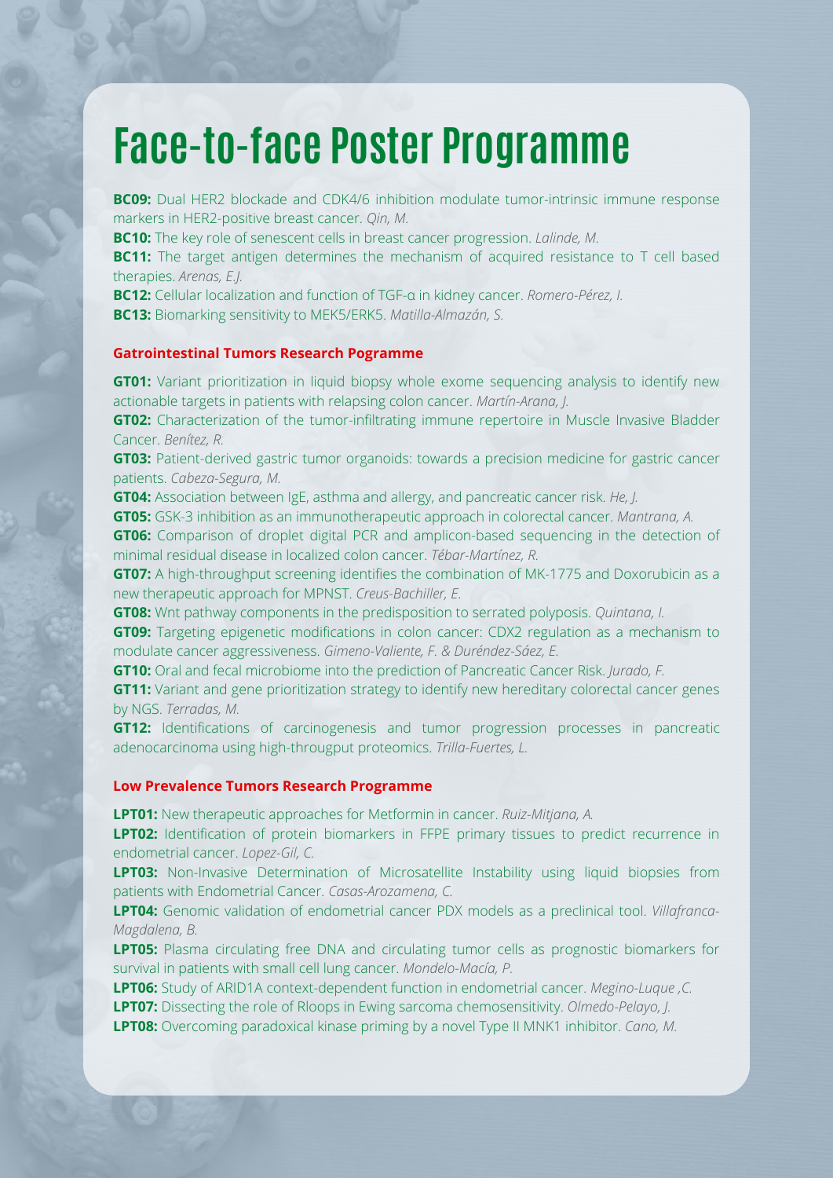# Face-to-face Poster Programme

**BC09:** Dual HER2 blockade and CDK4/6 inhibition modulate tumor-intrinsic immune response markers in HER2-positive breast cancer. *Qin, M.*

**BC10:** The key role of senescent cells in breast cancer progression. *Lalinde, M.*

**BC11:** The target antigen determines the mechanism of acquired resistance to T cell based therapies. *Arenas, E.J.*

**BC12:** Cellular localization and function of TGF-α in kidney cancer. *Romero-Pérez, I.*

**BC13:** Biomarking sensitivity to MEK5/ERK5. *Matilla-Almazán, S.*

### Gatrointestinal Tumors Research Pogramme

**GT01:** Variant prioritization in liquid biopsy whole exome sequencing analysis to identify new actionable targets in patients with relapsing colon cancer. *Martín-Arana, J.*

**GT02:** Characterization of the tumor-infiltrating immune repertoire in Muscle Invasive Bladder Cancer. *Benítez, R.*

**GT03:** Patient-derived gastric tumor organoids: towards a precision medicine for gastric cancer patients. *Cabeza-Segura, M.*

**GT04:** Association between IgE, asthma and allergy, and pancreatic cancer risk. *He, J.*

**GT05:** GSK-3 inhibition as an immunotherapeutic approach in colorectal cancer. *Mantrana, A.*

**GT06:** Comparison of droplet digital PCR and amplicon-based sequencing in the detection of minimal residual disease in localized colon cancer. *Tébar-Martínez, R.*

**GT07:** A high-throughput screening identifies the combination of MK-1775 and Doxorubicin as a new therapeutic approach for MPNST. *Creus-Bachiller, E.*

**GT08:** Wnt pathway components in the predisposition to serrated polyposis. *Quintana, I.*

**GT09:** Targeting epigenetic modifications in colon cancer: CDX2 regulation as a mechanism to modulate cancer aggressiveness. *Gimeno-Valiente, F. & Duréndez-Sáez, E.*

**GT10:** Oral and fecal microbiome into the prediction of Pancreatic Cancer Risk. *Jurado, F.*

**GT11:** Variant and gene prioritization strategy to identify new hereditary colorectal cancer genes by NGS. *Terradas, M.*

**GT12:** Identifications of carcinogenesis and tumor progression processes in pancreatic adenocarcinoma using high-througput proteomics. *Trilla-Fuertes, L.*

### Low Prevalence Tumors Research Programme

**LPT01:** New therapeutic approaches for Metformin in cancer. *Ruiz-Mitjana, A.*

**LPT02:** Identification of protein biomarkers in FFPE primary tissues to predict recurrence in endometrial cancer. *Lopez-Gil, C.*

**LPT03:** Non-Invasive Determination of Microsatellite Instability using liquid biopsies from patients with Endometrial Cancer. *Casas-Arozamena, C.*

**LPT04:** Genomic validation of endometrial cancer PDX models as a preclinical tool. *Villafranca-Magdalena, B.*

**LPT05:** Plasma circulating free DNA and circulating tumor cells as prognostic biomarkers for survival in patients with small cell lung cancer. *Mondelo-Macía, P.*

**LPT06:** Study of ARID1A context-dependent function in endometrial cancer. *Megino-Luque ,C.*

**LPT07:** Dissecting the role of Rloops in Ewing sarcoma chemosensitivity. *Olmedo-Pelayo, J.*

**LPT08:** Overcoming paradoxical kinase priming by a novel Type II MNK1 inhibitor. *Cano, M.*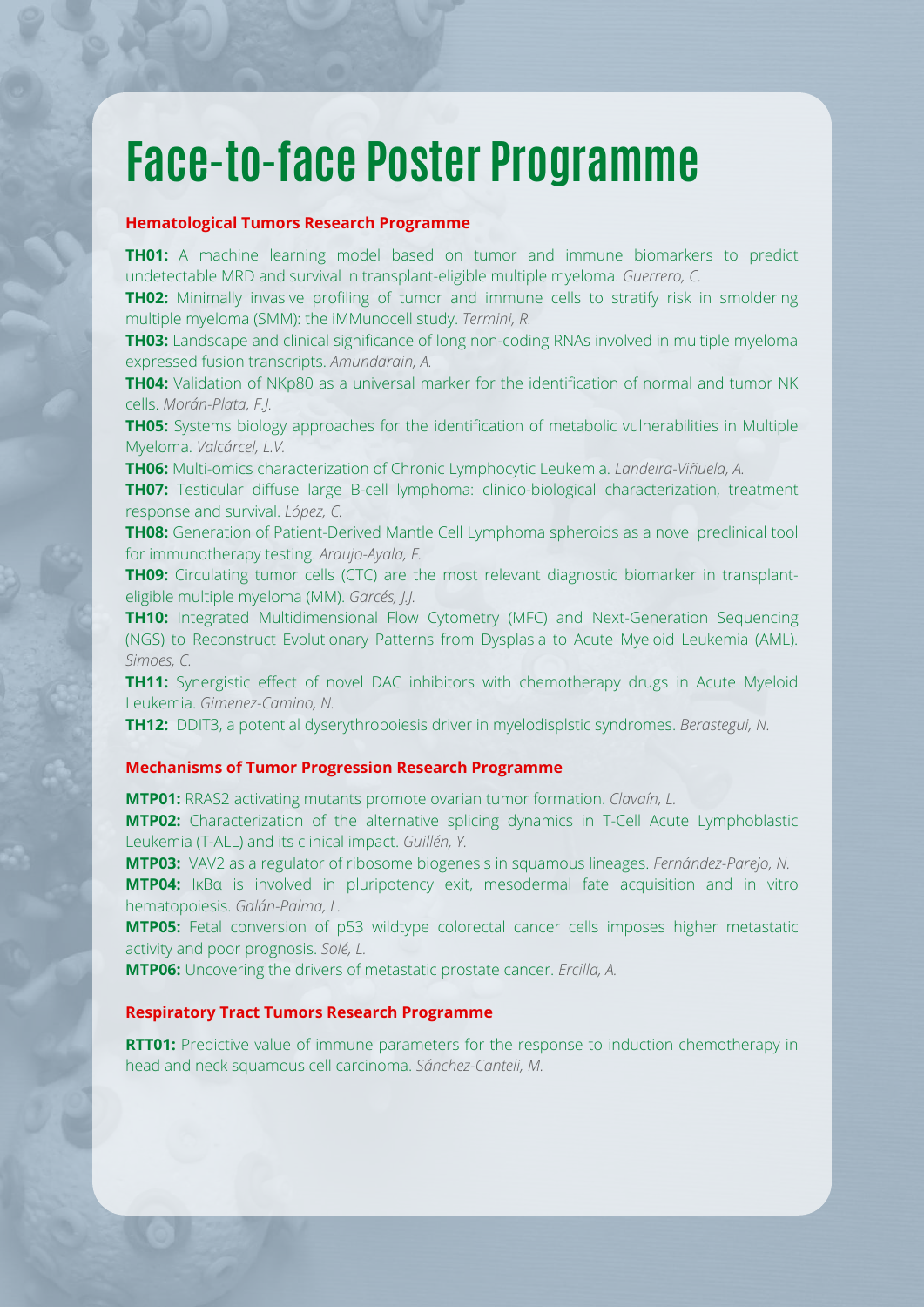# Face-to-face Poster Programme

## Hematological Tumors Research Programme

**TH01:** A machine learning model based on tumor and immune biomarkers to predict undetectable MRD and survival in transplant-eligible multiple myeloma. *Guerrero, C.*

**TH02:** Minimally invasive profiling of tumor and immune cells to stratify risk in smoldering multiple myeloma (SMM): the iMMunocell study. *Termini, R.*

**TH03:** Landscape and clinical significance of long non-coding RNAs involved in multiple myeloma expressed fusion transcripts. *Amundarain, A.*

**TH04:** Validation of NKp80 as a universal marker for the identification of normal and tumor NK cells. *Morán-Plata, F.J.*

**TH05:** Systems biology approaches for the identification of metabolic vulnerabilities in Multiple Myeloma. *Valcárcel, L.V.*

**TH06:** Multi-omics characterization of Chronic Lymphocytic Leukemia. *Landeira-Viñuela, A.*

**TH07:** Testicular diffuse large B-cell lymphoma: clinico-biological characterization, treatment response and survival. *López, C.*

**TH08:** Generation of Patient-Derived Mantle Cell Lymphoma spheroids as a novel preclinical tool for immunotherapy testing. *Araujo-Ayala, F.*

**TH09:** Circulating tumor cells (CTC) are the most relevant diagnostic biomarker in transplant-eligible multiple myeloma (MM). *Garcés, J.J.*

**TH10:** Integrated Multidimensional Flow Cytometry (MFC) and Next-Generation Sequencing (NGS) to Reconstruct Evolutionary Patterns from Dysplasia to Acute Myeloid Leukemia (AML). *Simoes, C.*

**TH11:** Synergistic effect of novel DAC inhibitors with chemotherapy drugs in Acute Myeloid Leukemia. *Gimenez-Camino, N.*

**TH12:** DDIT3, a potential dyserythropoiesis driver in myelodisplstic syndromes. *Berastegui, N.*

## Mechanisms of Tumor Progression Research Programme

**MTP01:** RRAS2 activating mutants promote ovarian tumor formation. *Clavaín, L.*

**MTP02:** Characterization of the alternative splicing dynamics in T-Cell Acute Lymphoblastic Leukemia (T-ALL) and its clinical impact. *Guillén, Y.*

**MTP03:** VAV2 as a regulator of ribosome biogenesis in squamous lineages. *Fernández-Parejo, N.*

**MTP04:** IκBα is involved in pluripotency exit, mesodermal fate acquisition and in vitro hematopoiesis. *Galán-Palma, L.*

**MTP05:** Fetal conversion of p53 wildtype colorectal cancer cells imposes higher metastatic activity and poor prognosis. *Solé, L.*

**MTP06:** Uncovering the drivers of metastatic prostate cancer. *Ercilla, A.*

## Respiratory Tract Tumors Research Programme

**RTT01:** Predictive value of immune parameters for the response to induction chemotherapy in head and neck squamous cell carcinoma. *Sánchez-Canteli, M.*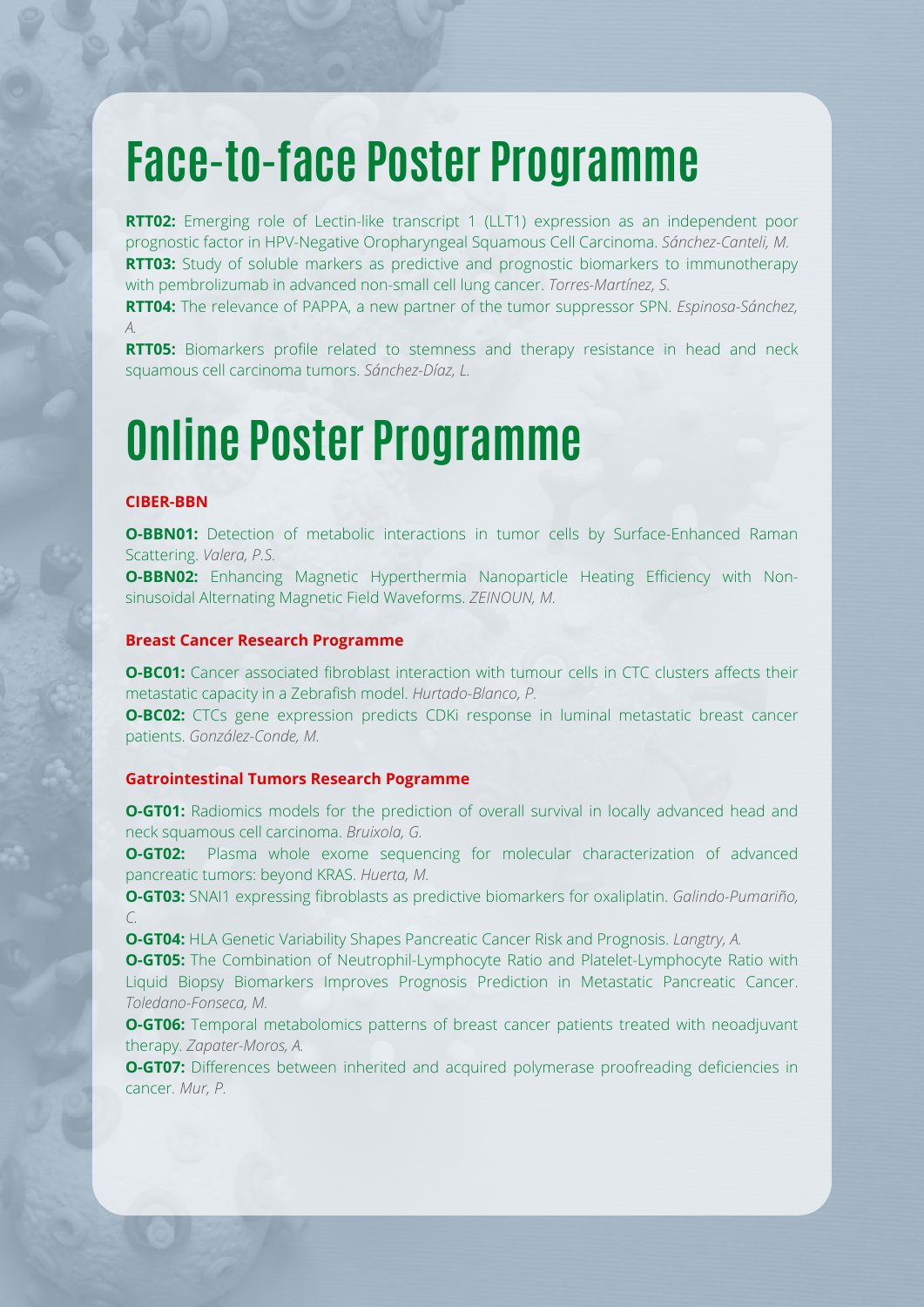# Face-to-face Poster Programme

**RTT02:** Emerging role of Lectin-like transcript 1 (LLT1) expression as an independent poor prognostic factor in HPV-Negative Oropharyngeal Squamous Cell Carcinoma. *Sánchez-Canteli, M.*
**RTT03:** Study of soluble markers as predictive and prognostic biomarkers to immunotherapy with pembrolizumab in advanced non-small cell lung cancer. *Torres-Martínez, S.*
**RTT04:** The relevance of PAPPA, a new partner of the tumor suppressor SPN. *Espinosa-Sánchez, A.*
**RTT05:** Biomarkers profile related to stemness and therapy resistance in head and neck squamous cell carcinoma tumors. *Sánchez-Díaz, L.*

# Online Poster Programme

**CIBER-BBN**

**O-BBN01:** Detection of metabolic interactions in tumor cells by Surface-Enhanced Raman Scattering. *Valera, P.S.*
**O-BBN02:** Enhancing Magnetic Hyperthermia Nanoparticle Heating Efficiency with Non-sinusoidal Alternating Magnetic Field Waveforms. *ZEINOUN, M.*

**Breast Cancer Research Programme**

**O-BC01:** Cancer associated fibroblast interaction with tumour cells in CTC clusters affects their metastatic capacity in a Zebrafish model. *Hurtado-Blanco, P.*
**O-BC02:** CTCs gene expression predicts CDKi response in luminal metastatic breast cancer patients. *González-Conde, M.*

**Gatrointestinal Tumors Research Pogramme**

**O-GT01:** Radiomics models for the prediction of overall survival in locally advanced head and neck squamous cell carcinoma. *Bruixola, G.*
**O-GT02:** Plasma whole exome sequencing for molecular characterization of advanced pancreatic tumors: beyond KRAS. *Huerta, M.*
**O-GT03:** SNAI1 expressing fibroblasts as predictive biomarkers for oxaliplatin. *Galindo-Pumariño, C.*
**O-GT04:** HLA Genetic Variability Shapes Pancreatic Cancer Risk and Prognosis. *Langtry, A.*
**O-GT05:** The Combination of Neutrophil-Lymphocyte Ratio and Platelet-Lymphocyte Ratio with Liquid Biopsy Biomarkers Improves Prognosis Prediction in Metastatic Pancreatic Cancer. *Toledano-Fonseca, M.*
**O-GT06:** Temporal metabolomics patterns of breast cancer patients treated with neoadjuvant therapy. *Zapater-Moros, A.*
**O-GT07:** Differences between inherited and acquired polymerase proofreading deficiencies in cancer. *Mur, P.*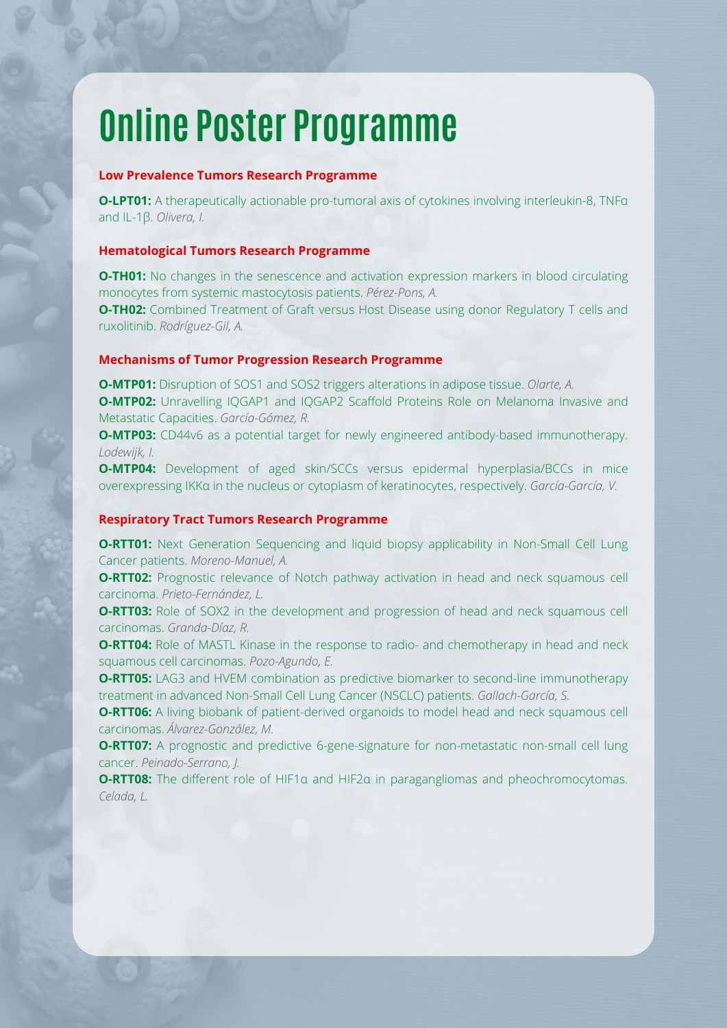# Online Poster Programme

## Low Prevalence Tumors Research Programme

**O-LPT01:** A therapeutically actionable pro-tumoral axis of cytokines involving interleukin-8, TNFα and IL-1β. *Olivera, I.*

## Hematological Tumors Research Programme

**O-TH01:** No changes in the senescence and activation expression markers in blood circulating monocytes from systemic mastocytosis patients. *Pérez-Pons, A.*

**O-TH02:** Combined Treatment of Graft versus Host Disease using donor Regulatory T cells and ruxolitinib. *Rodríguez-Gil, A.*

## Mechanisms of Tumor Progression Research Programme

**O-MTP01:** Disruption of SOS1 and SOS2 triggers alterations in adipose tissue. *Olarte, A.*

**O-MTP02:** Unravelling IQGAP1 and IQGAP2 Scaffold Proteins Role on Melanoma Invasive and Metastatic Capacities. *García-Gómez, R.*

**O-MTP03:** CD44v6 as a potential target for newly engineered antibody-based immunotherapy. *Lodewijk, I.*

**O-MTP04:** Development of aged skin/SCCs versus epidermal hyperplasia/BCCs in mice overexpressing IKKα in the nucleus or cytoplasm of keratinocytes, respectively. *García-García, V.*

## Respiratory Tract Tumors Research Programme

**O-RTT01:** Next Generation Sequencing and liquid biopsy applicability in Non-Small Cell Lung Cancer patients. *Moreno-Manuel, A.*

**O-RTT02:** Prognostic relevance of Notch pathway activation in head and neck squamous cell carcinoma. *Prieto-Fernández, L.*

**O-RTT03:** Role of SOX2 in the development and progression of head and neck squamous cell carcinomas. *Granda-Díaz, R.*

**O-RTT04:** Role of MASTL Kinase in the response to radio- and chemotherapy in head and neck squamous cell carcinomas. *Pozo-Agundo, E.*

**O-RTT05:** LAG3 and HVEM combination as predictive biomarker to second-line immunotherapy treatment in advanced Non-Small Cell Lung Cancer (NSCLC) patients. *Gallach-García, S.*

**O-RTT06:** A living biobank of patient-derived organoids to model head and neck squamous cell carcinomas. *Álvarez-González, M.*

**O-RTT07:** A prognostic and predictive 6-gene-signature for non-metastatic non-small cell lung cancer. *Peinado-Serrano, J.*

**O-RTT08:** The different role of HIF1α and HIF2α in paragangliomas and pheochromocytomas. *Celada, L.*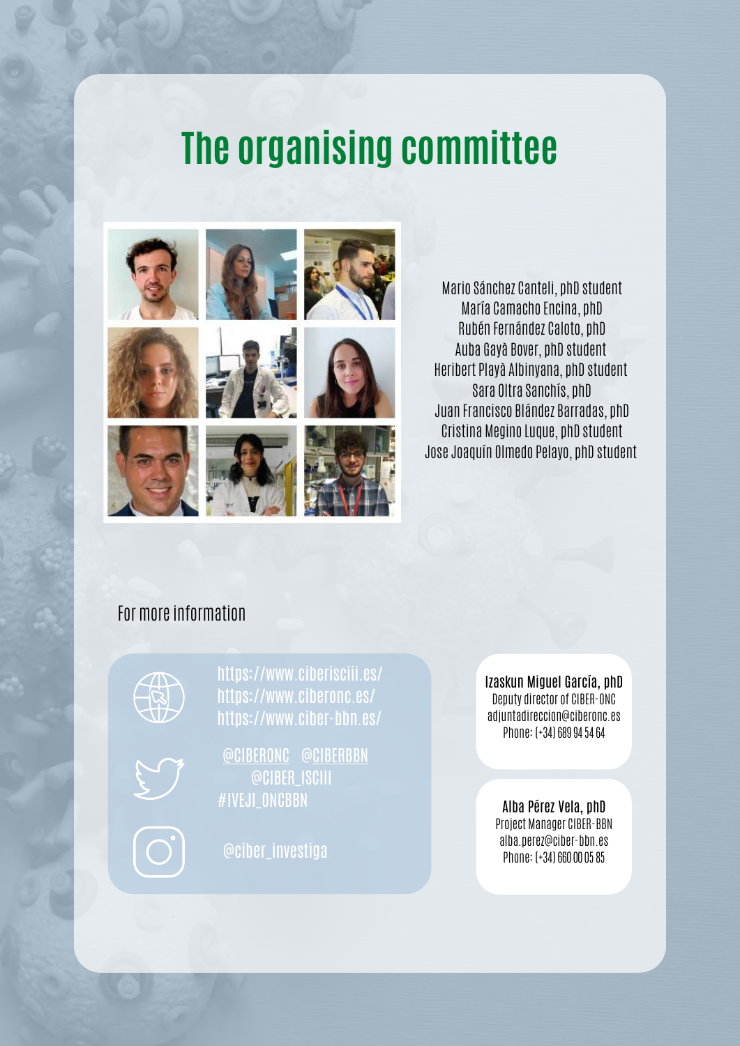# The organising committee

Mario Sánchez Canteli, phD student
María Camacho Encina, phD
Rubén Fernández Caloto, phD
Auba Gayà Bover, phD student
Heribert Playà Albinyana, phD student
Sara Oltra Sanchís, phD
Juan Francisco Blández Barradas, phD
Cristina Megino Luque, phD student
Jose Joaquín Olmedo Pelayo, phD student

For more information

https://www.cibersciii.es/
https://www.ciberonc.es/
https://www.ciber-bbn.es/

@CIBERONC @CIBERBBN
@CIBER_ISCIII
#IVEJI_ONCBBN

@ciber_investiga

**Izaskun Miguel García, phD**
Deputy director of CIBER-ONC
adjuntadireccion@ciberonc.es
Phone: (+34) 689 94 54 64

**Alba Pérez Vela, phD**
Project Manager CIBER-BBN
alba.perez@ciber-bbn.es
Phone: (+34) 660 00 05 85